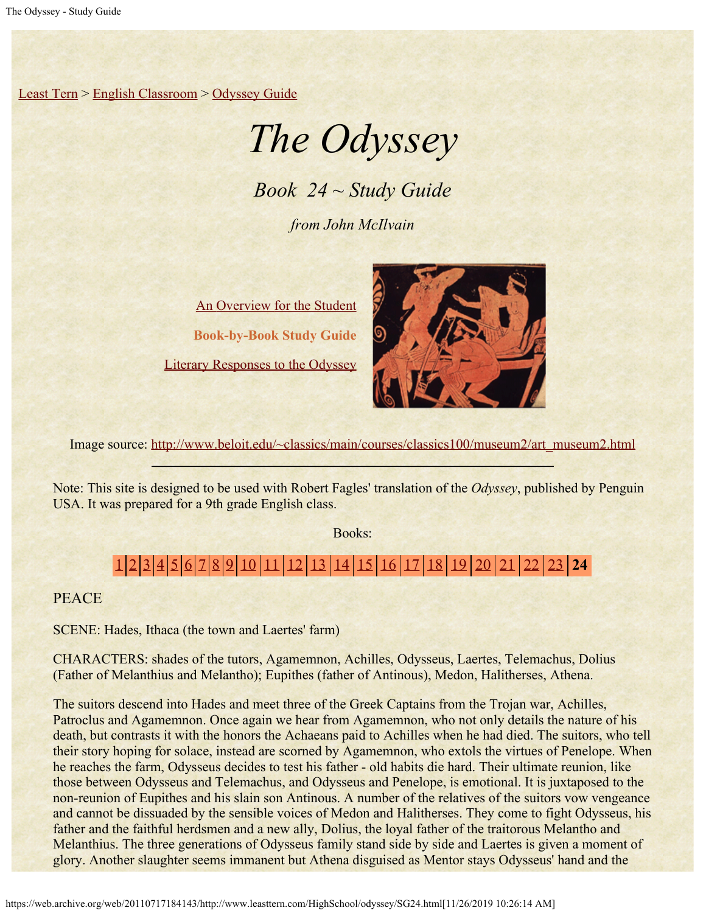Least Tern > English Classroom > Odyssey Guide

# *The Odyssey*

## *Book 24 ~ Study Guide*

*from John McIlvain*

An Overview for the Student

**Book-by-Book Study Guide**

Literary Responses to the Odyssey

Image source: http://www.beloit.edu/~classics/main/courses/classics100/museum2/art_museum2.html

---

Note: This site is designed to be used with Robert Fagles' translation of the *Odyssey*, published by Penguin USA. It was prepared for a 9th grade English class.

Books:

1 | 2 | 3 | 4 | 5 | 6 | 7 | 8 | 9 | 10 | 11 | 12 | 13 | 14 | 15 | 16 | 17 | 18 | 19 | 20 | 21 | 22 | 23 | **24**

PEACE

SCENE: Hades, Ithaca (the town and Laertes' farm)

CHARACTERS: shades of the tutors, Agamemnon, Achilles, Odysseus, Laertes, Telemachus, Dolius (Father of Melanthius and Melantho); Eupithes (father of Antinous), Medon, Halitherses, Athena.

The suitors descend into Hades and meet three of the Greek Captains from the Trojan war, Achilles, Patroclus and Agamemnon. Once again we hear from Agamemnon, who not only details the nature of his death, but contrasts it with the honors the Achaeans paid to Achilles when he had died. The suitors, who tell their story hoping for solace, instead are scorned by Agamemnon, who extols the virtues of Penelope. When he reaches the farm, Odysseus decides to test his father - old habits die hard. Their ultimate reunion, like those between Odysseus and Telemachus, and Odysseus and Penelope, is emotional. It is juxtaposed to the non-reunion of Eupithes and his slain son Antinous. A number of the relatives of the suitors vow vengeance and cannot be dissuaded by the sensible voices of Medon and Halitherses. They come to fight Odysseus, his father and the faithful herdsmen and a new ally, Dolius, the loyal father of the traitorous Melantho and Melanthius. The three generations of Odysseus family stand side by side and Laertes is given a moment of glory. Another slaughter seems immanent but Athena disguised as Mentor stays Odysseus' hand and the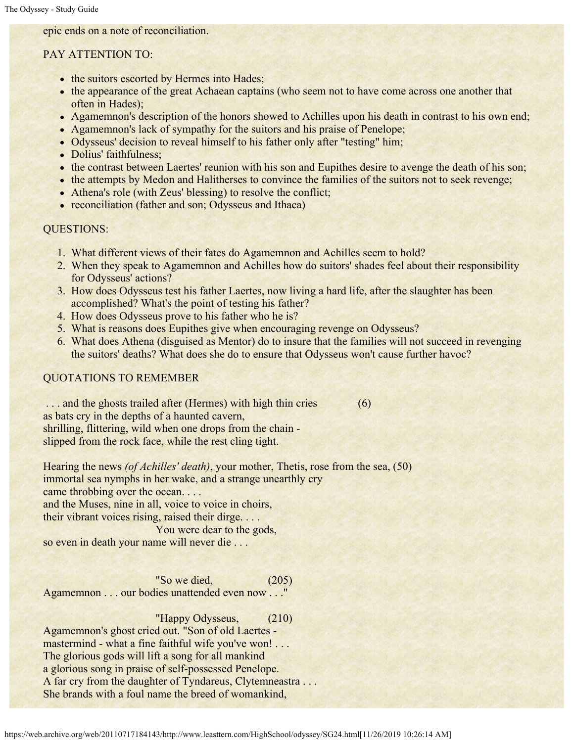epic ends on a note of reconciliation.

PAY ATTENTION TO:

- the suitors escorted by Hermes into Hades;
- the appearance of the great Achaean captains (who seem not to have come across one another that often in Hades);
- Agamemnon's description of the honors showed to Achilles upon his death in contrast to his own end;
- Agamemnon's lack of sympathy for the suitors and his praise of Penelope;
- Odysseus' decision to reveal himself to his father only after "testing" him;
- Dolius' faithfulness;
- the contrast between Laertes' reunion with his son and Eupithes desire to avenge the death of his son;
- the attempts by Medon and Halitherses to convince the families of the suitors not to seek revenge;
- Athena's role (with Zeus' blessing) to resolve the conflict;
- reconciliation (father and son; Odysseus and Ithaca)

QUESTIONS:

1. What different views of their fates do Agamemnon and Achilles seem to hold?
2. When they speak to Agamemnon and Achilles how do suitors' shades feel about their responsibility for Odysseus' actions?
3. How does Odysseus test his father Laertes, now living a hard life, after the slaughter has been accomplished? What's the point of testing his father?
4. How does Odysseus prove to his father who he is?
5. What is reasons does Eupithes give when encouraging revenge on Odysseus?
6. What does Athena (disguised as Mentor) do to insure that the families will not succeed in revenging the suitors' deaths? What does she do to ensure that Odysseus won't cause further havoc?

QUOTATIONS TO REMEMBER

. . . and the ghosts trailed after (Hermes) with high thin cries (6)
as bats cry in the depths of a haunted cavern,
shrilling, flittering, wild when one drops from the chain -
slipped from the rock face, while the rest cling tight.

Hearing the news *(of Achilles' death)*, your mother, Thetis, rose from the sea, (50)
immortal sea nymphs in her wake, and a strange unearthly cry
came throbbing over the ocean. . . .
and the Muses, nine in all, voice to voice in choirs,
their vibrant voices rising, raised their dirge. . . .
You were dear to the gods,
so even in death your name will never die . . .

"So we died, (205)
Agamemnon . . . our bodies unattended even now . . ."

"Happy Odysseus, (210)
Agamemnon's ghost cried out. "Son of old Laertes -
mastermind - what a fine faithful wife you've won! . . .
The glorious gods will lift a song for all mankind
a glorious song in praise of self-possessed Penelope.
A far cry from the daughter of Tyndareus, Clytemneastra . . .
She brands with a foul name the breed of womankind,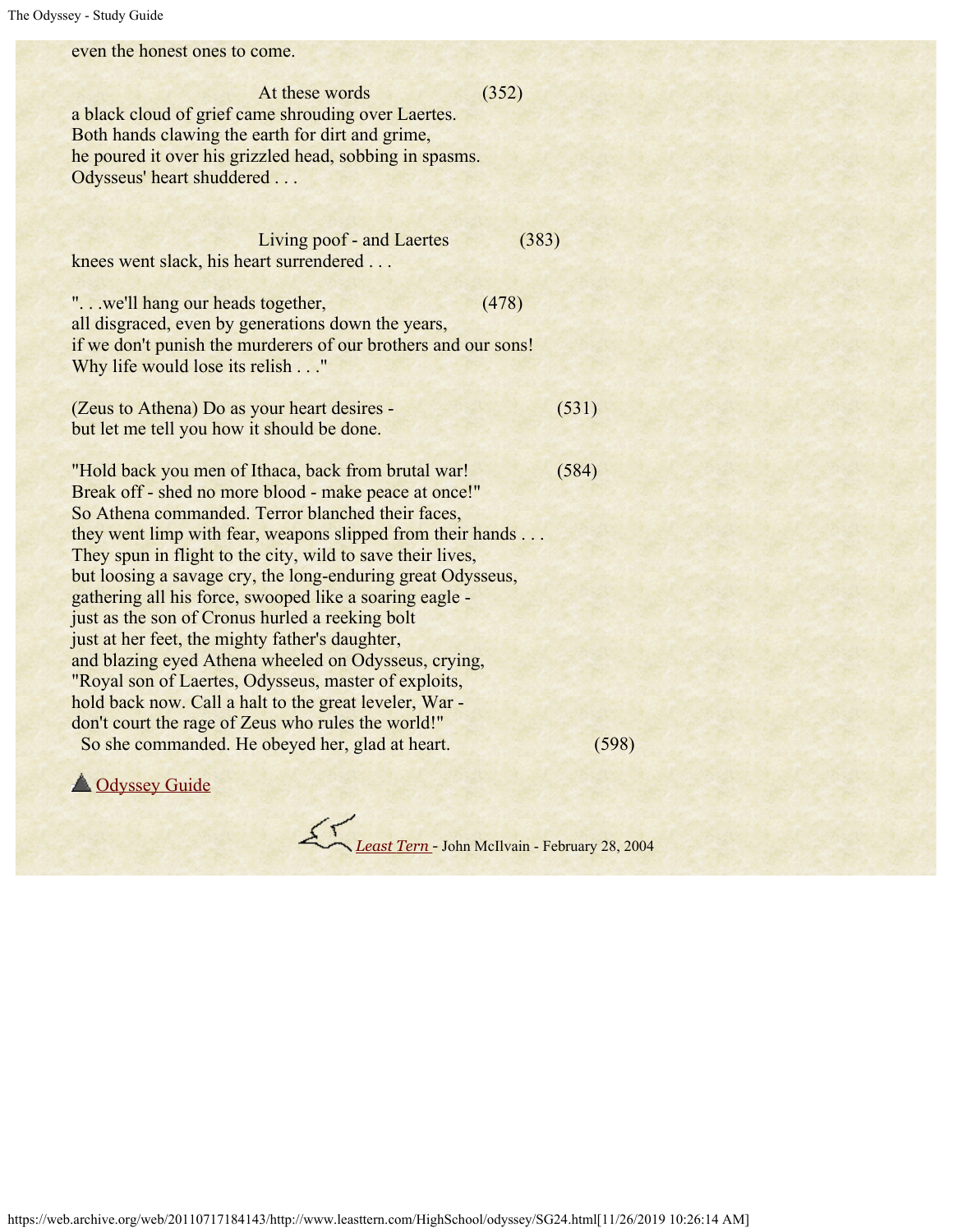even the honest ones to come.

At these words (352)
a black cloud of grief came shrouding over Laertes.
Both hands clawing the earth for dirt and grime,
he poured it over his grizzled head, sobbing in spasms.
Odysseus' heart shuddered . . .

Living poof - and Laertes (383)
knees went slack, his heart surrendered . . .

". . .we'll hang our heads together, (478)
all disgraced, even by generations down the years,
if we don't punish the murderers of our brothers and our sons!
Why life would lose its relish . . ."

(Zeus to Athena) Do as your heart desires - (531)
but let me tell you how it should be done.

"Hold back you men of Ithaca, back from brutal war! (584)
Break off - shed no more blood - make peace at once!"
So Athena commanded. Terror blanched their faces,
they went limp with fear, weapons slipped from their hands . . .
They spun in flight to the city, wild to save their lives,
but loosing a savage cry, the long-enduring great Odysseus,
gathering all his force, swooped like a soaring eagle -
just as the son of Cronus hurled a reeking bolt
just at her feet, the mighty father's daughter,
and blazing eyed Athena wheeled on Odysseus, crying,
"Royal son of Laertes, Odysseus, master of exploits,
hold back now. Call a halt to the great leveler, War -
don't court the rage of Zeus who rules the world!"
So she commanded. He obeyed her, glad at heart. (598)

Odyssey Guide

Least Tern - John McIlvain - February 28, 2004